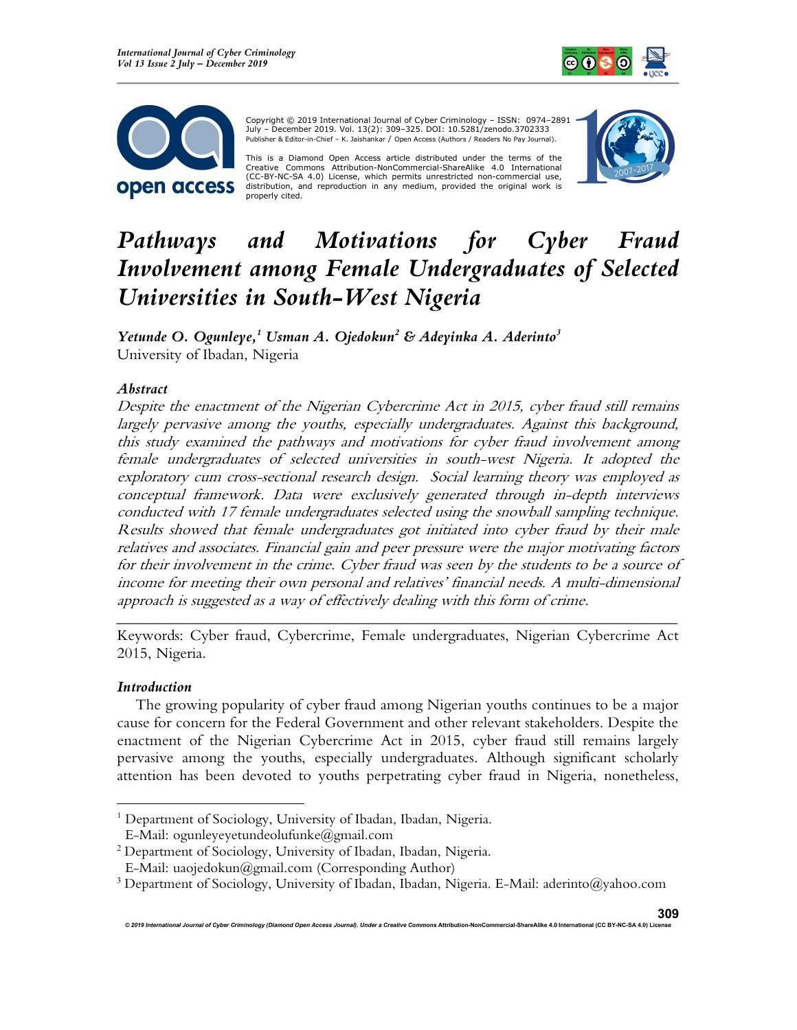Copyright © 2019 International Journal of Cyber Criminology – ISSN: 0974–2891 July – December 2019. Vol. 13(2): 309–325. DOI: 10.5281/zenodo.3702333
Publisher & Editor-in-Chief – K. Jaishankar / Open Access (Authors / Readers No Pay Journal).

This is a Diamond Open Access article distributed under the terms of the Creative Commons Attribution-NonCommercial-ShareAlike 4.0 International (CC-BY-NC-SA 4.0) License, which permits unrestricted non-commercial use, distribution, and reproduction in any medium, provided the original work is properly cited.

# *Pathways and Motivations for Cyber Fraud Involvement among Female Undergraduates of Selected Universities in South-West Nigeria*

***Yetunde O. Ogunleye,[1] Usman A. Ojedokun[2] & Adeyinka A. Aderinto[3]***
University of Ibadan, Nigeria

### *Abstract*

*Despite the enactment of the Nigerian Cybercrime Act in 2015, cyber fraud still remains largely pervasive among the youths, especially undergraduates. Against this background, this study examined the pathways and motivations for cyber fraud involvement among female undergraduates of selected universities in south-west Nigeria. It adopted the exploratory cum cross-sectional research design. Social learning theory was employed as conceptual framework. Data were exclusively generated through in-depth interviews conducted with 17 female undergraduates selected using the snowball sampling technique. Results showed that female undergraduates got initiated into cyber fraud by their male relatives and associates. Financial gain and peer pressure were the major motivating factors for their involvement in the crime. Cyber fraud was seen by the students to be a source of income for meeting their own personal and relatives' financial needs. A multi-dimensional approach is suggested as a way of effectively dealing with this form of crime.*

---

Keywords: Cyber fraud, Cybercrime, Female undergraduates, Nigerian Cybercrime Act 2015, Nigeria.

### *Introduction*

The growing popularity of cyber fraud among Nigerian youths continues to be a major cause for concern for the Federal Government and other relevant stakeholders. Despite the enactment of the Nigerian Cybercrime Act in 2015, cyber fraud still remains largely pervasive among the youths, especially undergraduates. Although significant scholarly attention has been devoted to youths perpetrating cyber fraud in Nigeria, nonetheless,

---

[1] Department of Sociology, University of Ibadan, Ibadan, Nigeria. E-Mail: ogunleyeyetundeolufunke@gmail.com

[2] Department of Sociology, University of Ibadan, Ibadan, Nigeria. E-Mail: uaojedokun@gmail.com (Corresponding Author)

[3] Department of Sociology, University of Ibadan, Ibadan, Nigeria. E-Mail: aderinto@yahoo.com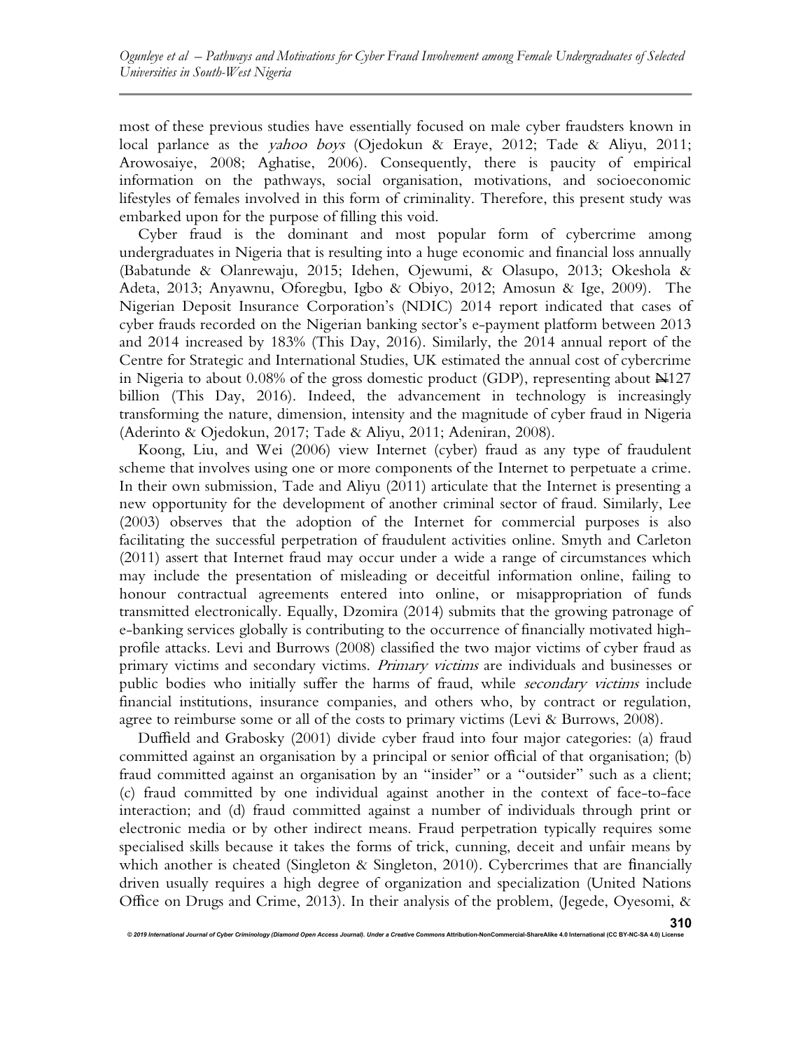most of these previous studies have essentially focused on male cyber fraudsters known in local parlance as the *yahoo boys* (Ojedokun & Eraye, 2012; Tade & Aliyu, 2011; Arowosaiye, 2008; Aghatise, 2006). Consequently, there is paucity of empirical information on the pathways, social organisation, motivations, and socioeconomic lifestyles of females involved in this form of criminality. Therefore, this present study was embarked upon for the purpose of filling this void.

Cyber fraud is the dominant and most popular form of cybercrime among undergraduates in Nigeria that is resulting into a huge economic and financial loss annually (Babatunde & Olanrewaju, 2015; Idehen, Ojewumi, & Olasupo, 2013; Okeshola & Adeta, 2013; Anyawnu, Oforegbu, Igbo & Obiyo, 2012; Amosun & Ige, 2009). The Nigerian Deposit Insurance Corporation's (NDIC) 2014 report indicated that cases of cyber frauds recorded on the Nigerian banking sector's e-payment platform between 2013 and 2014 increased by 183% (This Day, 2016). Similarly, the 2014 annual report of the Centre for Strategic and International Studies, UK estimated the annual cost of cybercrime in Nigeria to about 0.08% of the gross domestic product (GDP), representing about ₦127 billion (This Day, 2016). Indeed, the advancement in technology is increasingly transforming the nature, dimension, intensity and the magnitude of cyber fraud in Nigeria (Aderinto & Ojedokun, 2017; Tade & Aliyu, 2011; Adeniran, 2008).

Koong, Liu, and Wei (2006) view Internet (cyber) fraud as any type of fraudulent scheme that involves using one or more components of the Internet to perpetuate a crime. In their own submission, Tade and Aliyu (2011) articulate that the Internet is presenting a new opportunity for the development of another criminal sector of fraud. Similarly, Lee (2003) observes that the adoption of the Internet for commercial purposes is also facilitating the successful perpetration of fraudulent activities online. Smyth and Carleton (2011) assert that Internet fraud may occur under a wide a range of circumstances which may include the presentation of misleading or deceitful information online, failing to honour contractual agreements entered into online, or misappropriation of funds transmitted electronically. Equally, Dzomira (2014) submits that the growing patronage of e-banking services globally is contributing to the occurrence of financially motivated high-profile attacks. Levi and Burrows (2008) classified the two major victims of cyber fraud as primary victims and secondary victims. *Primary victims* are individuals and businesses or public bodies who initially suffer the harms of fraud, while *secondary victims* include financial institutions, insurance companies, and others who, by contract or regulation, agree to reimburse some or all of the costs to primary victims (Levi & Burrows, 2008).

Duffield and Grabosky (2001) divide cyber fraud into four major categories: (a) fraud committed against an organisation by a principal or senior official of that organisation; (b) fraud committed against an organisation by an "insider" or a "outsider" such as a client; (c) fraud committed by one individual against another in the context of face-to-face interaction; and (d) fraud committed against a number of individuals through print or electronic media or by other indirect means. Fraud perpetration typically requires some specialised skills because it takes the forms of trick, cunning, deceit and unfair means by which another is cheated (Singleton & Singleton, 2010). Cybercrimes that are financially driven usually requires a high degree of organization and specialization (United Nations Office on Drugs and Crime, 2013). In their analysis of the problem, (Jegede, Oyesomi, &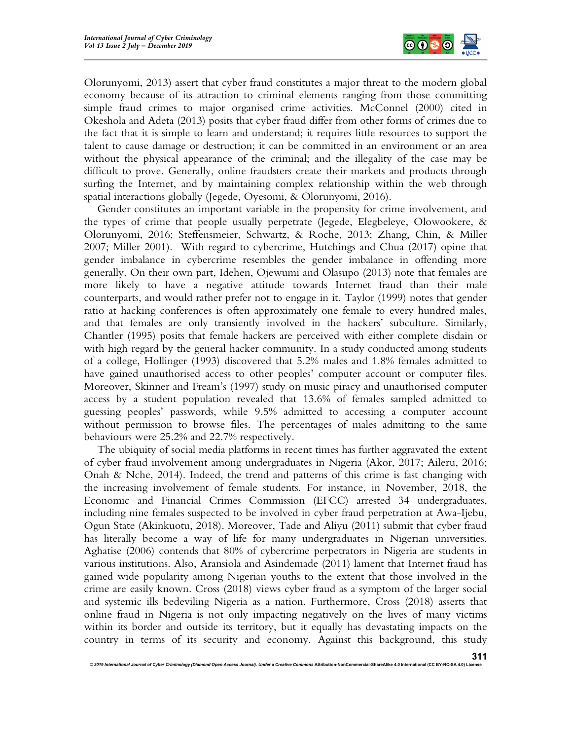Olorunyomi, 2013) assert that cyber fraud constitutes a major threat to the modern global economy because of its attraction to criminal elements ranging from those committing simple fraud crimes to major organised crime activities. McConnel (2000) cited in Okeshola and Adeta (2013) posits that cyber fraud differ from other forms of crimes due to the fact that it is simple to learn and understand; it requires little resources to support the talent to cause damage or destruction; it can be committed in an environment or an area without the physical appearance of the criminal; and the illegality of the case may be difficult to prove. Generally, online fraudsters create their markets and products through surfing the Internet, and by maintaining complex relationship within the web through spatial interactions globally (Jegede, Oyesomi, & Olorunyomi, 2016).

Gender constitutes an important variable in the propensity for crime involvement, and the types of crime that people usually perpetrate (Jegede, Elegbeleye, Olowookere, & Olorunyomi, 2016; Steffensmeier, Schwartz, & Roche, 2013; Zhang, Chin, & Miller 2007; Miller 2001). With regard to cybercrime, Hutchings and Chua (2017) opine that gender imbalance in cybercrime resembles the gender imbalance in offending more generally. On their own part, Idehen, Ojewumi and Olasupo (2013) note that females are more likely to have a negative attitude towards Internet fraud than their male counterparts, and would rather prefer not to engage in it. Taylor (1999) notes that gender ratio at hacking conferences is often approximately one female to every hundred males, and that females are only transiently involved in the hackers' subculture. Similarly, Chantler (1995) posits that female hackers are perceived with either complete disdain or with high regard by the general hacker community. In a study conducted among students of a college, Hollinger (1993) discovered that 5.2% males and 1.8% females admitted to have gained unauthorised access to other peoples' computer account or computer files. Moreover, Skinner and Fream's (1997) study on music piracy and unauthorised computer access by a student population revealed that 13.6% of females sampled admitted to guessing peoples' passwords, while 9.5% admitted to accessing a computer account without permission to browse files. The percentages of males admitting to the same behaviours were 25.2% and 22.7% respectively.

The ubiquity of social media platforms in recent times has further aggravated the extent of cyber fraud involvement among undergraduates in Nigeria (Akor, 2017; Aileru, 2016; Onah & Nche, 2014). Indeed, the trend and patterns of this crime is fast changing with the increasing involvement of female students. For instance, in November, 2018, the Economic and Financial Crimes Commission (EFCC) arrested 34 undergraduates, including nine females suspected to be involved in cyber fraud perpetration at Awa-Ijebu, Ogun State (Akinkuotu, 2018). Moreover, Tade and Aliyu (2011) submit that cyber fraud has literally become a way of life for many undergraduates in Nigerian universities. Aghatise (2006) contends that 80% of cybercrime perpetrators in Nigeria are students in various institutions. Also, Aransiola and Asindemade (2011) lament that Internet fraud has gained wide popularity among Nigerian youths to the extent that those involved in the crime are easily known. Cross (2018) views cyber fraud as a symptom of the larger social and systemic ills bedeviling Nigeria as a nation. Furthermore, Cross (2018) asserts that online fraud in Nigeria is not only impacting negatively on the lives of many victims within its border and outside its territory, but it equally has devastating impacts on the country in terms of its security and economy. Against this background, this study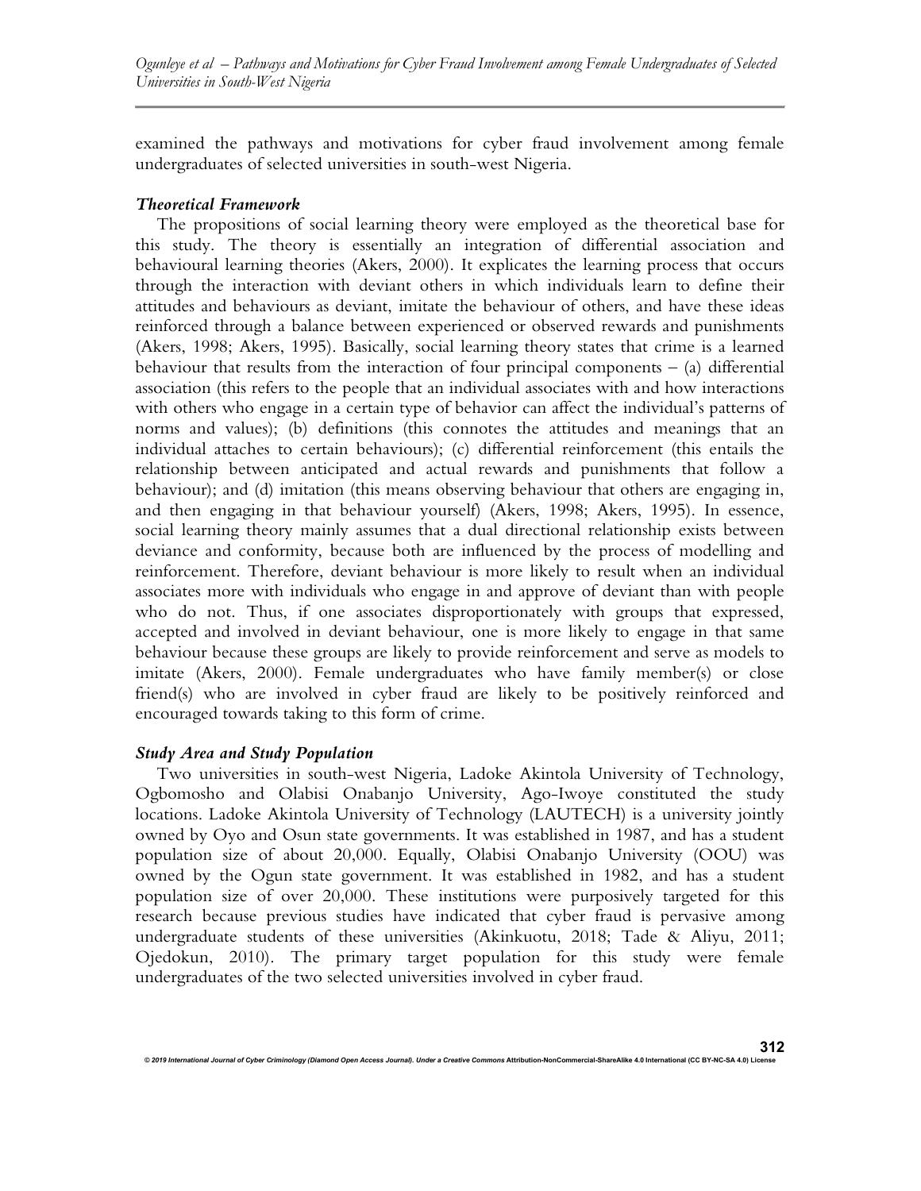examined the pathways and motivations for cyber fraud involvement among female undergraduates of selected universities in south-west Nigeria.

### *Theoretical Framework*

The propositions of social learning theory were employed as the theoretical base for this study. The theory is essentially an integration of differential association and behavioural learning theories (Akers, 2000). It explicates the learning process that occurs through the interaction with deviant others in which individuals learn to define their attitudes and behaviours as deviant, imitate the behaviour of others, and have these ideas reinforced through a balance between experienced or observed rewards and punishments (Akers, 1998; Akers, 1995). Basically, social learning theory states that crime is a learned behaviour that results from the interaction of four principal components – (a) differential association (this refers to the people that an individual associates with and how interactions with others who engage in a certain type of behavior can affect the individual's patterns of norms and values); (b) definitions (this connotes the attitudes and meanings that an individual attaches to certain behaviours); (c) differential reinforcement (this entails the relationship between anticipated and actual rewards and punishments that follow a behaviour); and (d) imitation (this means observing behaviour that others are engaging in, and then engaging in that behaviour yourself) (Akers, 1998; Akers, 1995). In essence, social learning theory mainly assumes that a dual directional relationship exists between deviance and conformity, because both are influenced by the process of modelling and reinforcement. Therefore, deviant behaviour is more likely to result when an individual associates more with individuals who engage in and approve of deviant than with people who do not. Thus, if one associates disproportionately with groups that expressed, accepted and involved in deviant behaviour, one is more likely to engage in that same behaviour because these groups are likely to provide reinforcement and serve as models to imitate (Akers, 2000). Female undergraduates who have family member(s) or close friend(s) who are involved in cyber fraud are likely to be positively reinforced and encouraged towards taking to this form of crime.

### *Study Area and Study Population*

Two universities in south-west Nigeria, Ladoke Akintola University of Technology, Ogbomosho and Olabisi Onabanjo University, Ago-Iwoye constituted the study locations. Ladoke Akintola University of Technology (LAUTECH) is a university jointly owned by Oyo and Osun state governments. It was established in 1987, and has a student population size of about 20,000. Equally, Olabisi Onabanjo University (OOU) was owned by the Ogun state government. It was established in 1982, and has a student population size of over 20,000. These institutions were purposively targeted for this research because previous studies have indicated that cyber fraud is pervasive among undergraduate students of these universities (Akinkuotu, 2018; Tade & Aliyu, 2011; Ojedokun, 2010). The primary target population for this study were female undergraduates of the two selected universities involved in cyber fraud.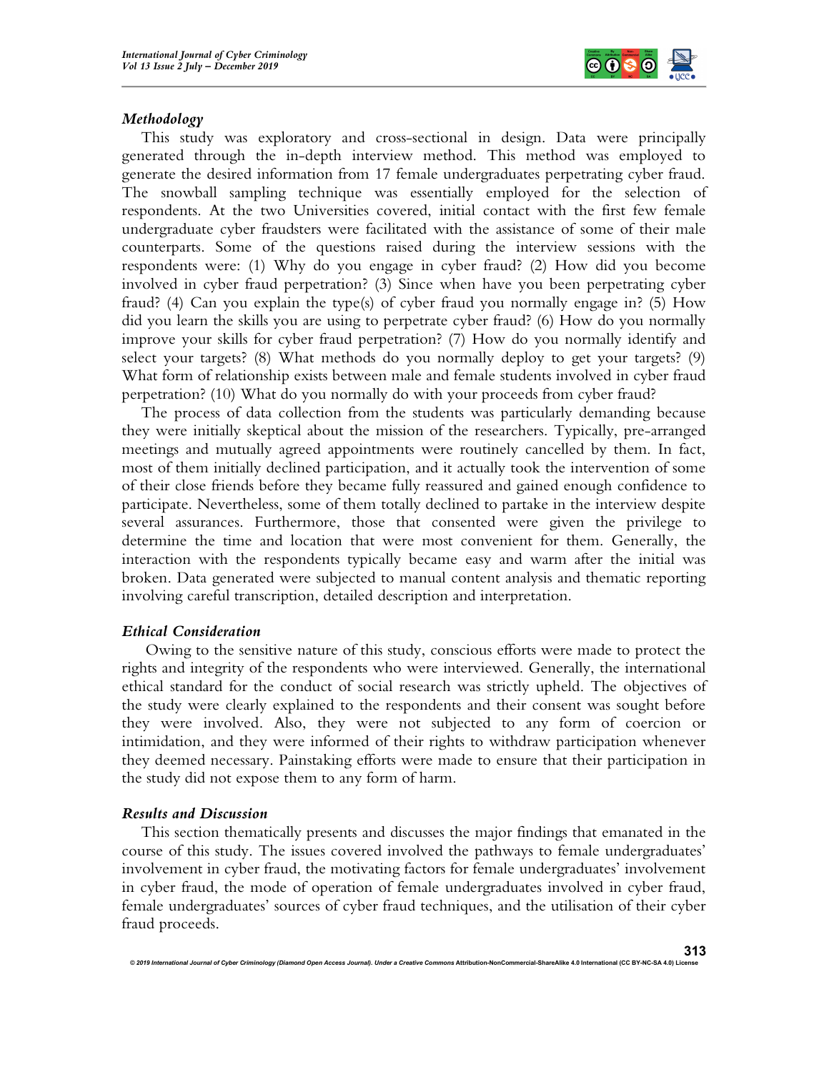### *Methodology*

This study was exploratory and cross-sectional in design. Data were principally generated through the in-depth interview method. This method was employed to generate the desired information from 17 female undergraduates perpetrating cyber fraud. The snowball sampling technique was essentially employed for the selection of respondents. At the two Universities covered, initial contact with the first few female undergraduate cyber fraudsters were facilitated with the assistance of some of their male counterparts. Some of the questions raised during the interview sessions with the respondents were: (1) Why do you engage in cyber fraud? (2) How did you become involved in cyber fraud perpetration? (3) Since when have you been perpetrating cyber fraud? (4) Can you explain the type(s) of cyber fraud you normally engage in? (5) How did you learn the skills you are using to perpetrate cyber fraud? (6) How do you normally improve your skills for cyber fraud perpetration? (7) How do you normally identify and select your targets? (8) What methods do you normally deploy to get your targets? (9) What form of relationship exists between male and female students involved in cyber fraud perpetration? (10) What do you normally do with your proceeds from cyber fraud?

The process of data collection from the students was particularly demanding because they were initially skeptical about the mission of the researchers. Typically, pre-arranged meetings and mutually agreed appointments were routinely cancelled by them. In fact, most of them initially declined participation, and it actually took the intervention of some of their close friends before they became fully reassured and gained enough confidence to participate. Nevertheless, some of them totally declined to partake in the interview despite several assurances. Furthermore, those that consented were given the privilege to determine the time and location that were most convenient for them. Generally, the interaction with the respondents typically became easy and warm after the initial was broken. Data generated were subjected to manual content analysis and thematic reporting involving careful transcription, detailed description and interpretation.

### *Ethical Consideration*

Owing to the sensitive nature of this study, conscious efforts were made to protect the rights and integrity of the respondents who were interviewed. Generally, the international ethical standard for the conduct of social research was strictly upheld. The objectives of the study were clearly explained to the respondents and their consent was sought before they were involved. Also, they were not subjected to any form of coercion or intimidation, and they were informed of their rights to withdraw participation whenever they deemed necessary. Painstaking efforts were made to ensure that their participation in the study did not expose them to any form of harm.

### *Results and Discussion*

This section thematically presents and discusses the major findings that emanated in the course of this study. The issues covered involved the pathways to female undergraduates' involvement in cyber fraud, the motivating factors for female undergraduates' involvement in cyber fraud, the mode of operation of female undergraduates involved in cyber fraud, female undergraduates' sources of cyber fraud techniques, and the utilisation of their cyber fraud proceeds.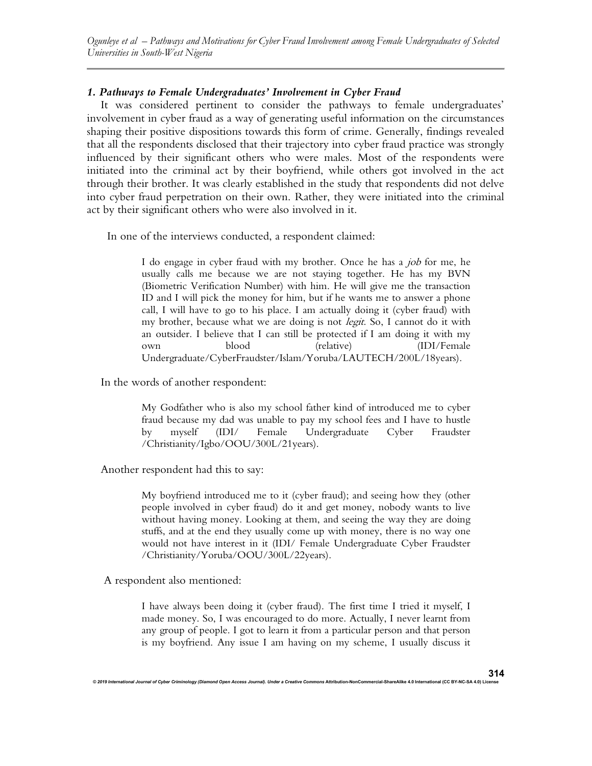### *1. Pathways to Female Undergraduates' Involvement in Cyber Fraud*

It was considered pertinent to consider the pathways to female undergraduates' involvement in cyber fraud as a way of generating useful information on the circumstances shaping their positive dispositions towards this form of crime. Generally, findings revealed that all the respondents disclosed that their trajectory into cyber fraud practice was strongly influenced by their significant others who were males. Most of the respondents were initiated into the criminal act by their boyfriend, while others got involved in the act through their brother. It was clearly established in the study that respondents did not delve into cyber fraud perpetration on their own. Rather, they were initiated into the criminal act by their significant others who were also involved in it.

In one of the interviews conducted, a respondent claimed:

> I do engage in cyber fraud with my brother. Once he has a *job* for me, he usually calls me because we are not staying together. He has my BVN (Biometric Verification Number) with him. He will give me the transaction ID and I will pick the money for him, but if he wants me to answer a phone call, I will have to go to his place. I am actually doing it (cyber fraud) with my brother, because what we are doing is not *legit*. So, I cannot do it with an outsider. I believe that I can still be protected if I am doing it with my own blood (relative) (IDI/Female Undergraduate/CyberFraudster/Islam/Yoruba/LAUTECH/200L/18years).

In the words of another respondent:

> My Godfather who is also my school father kind of introduced me to cyber fraud because my dad was unable to pay my school fees and I have to hustle by myself (IDI/ Female Undergraduate Cyber Fraudster /Christianity/Igbo/OOU/300L/21years).

Another respondent had this to say:

> My boyfriend introduced me to it (cyber fraud); and seeing how they (other people involved in cyber fraud) do it and get money, nobody wants to live without having money. Looking at them, and seeing the way they are doing stuffs, and at the end they usually come up with money, there is no way one would not have interest in it (IDI/ Female Undergraduate Cyber Fraudster /Christianity/Yoruba/OOU/300L/22years).

A respondent also mentioned:

> I have always been doing it (cyber fraud). The first time I tried it myself, I made money. So, I was encouraged to do more. Actually, I never learnt from any group of people. I got to learn it from a particular person and that person is my boyfriend. Any issue I am having on my scheme, I usually discuss it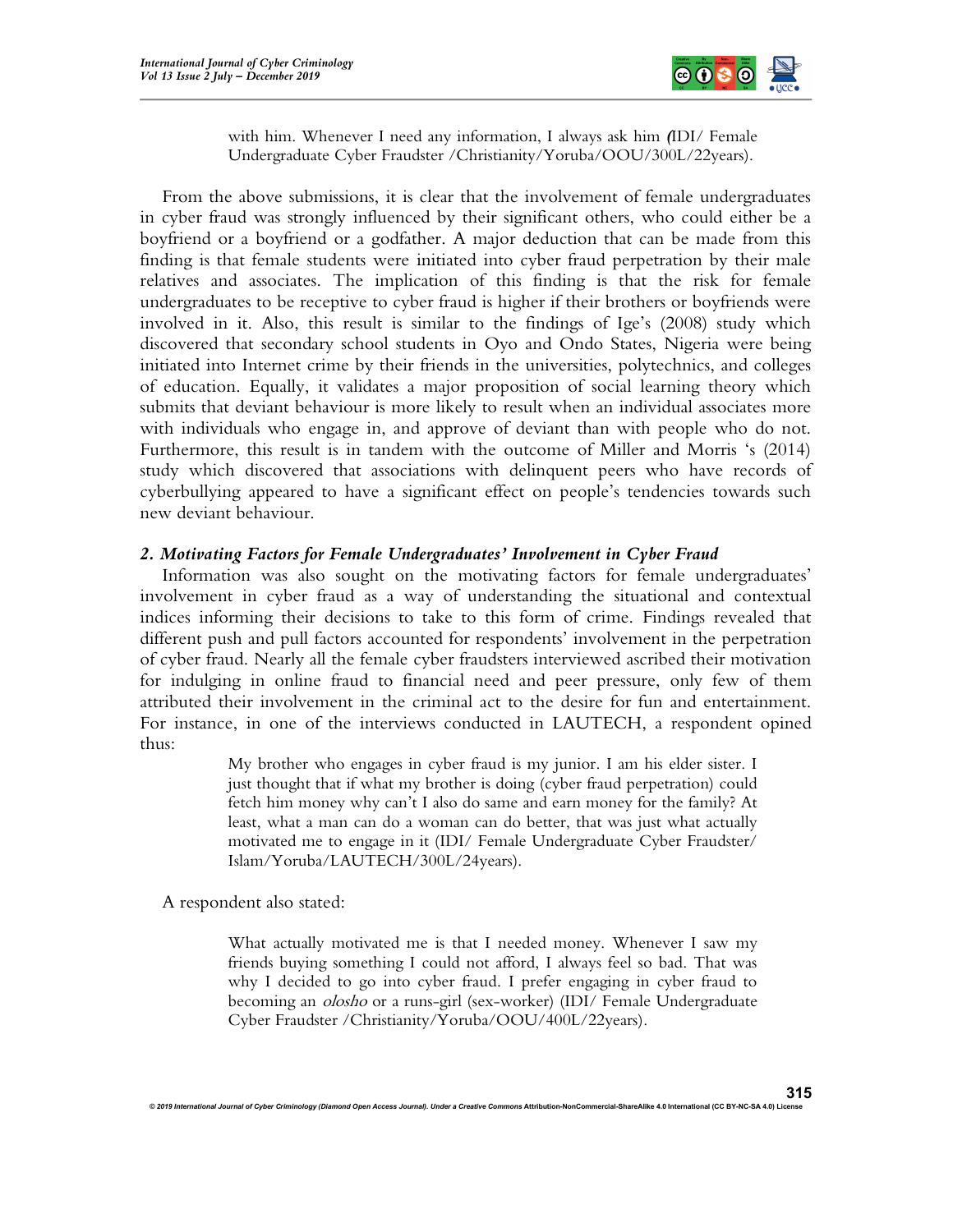> with him. Whenever I need any information, I always ask him (IDI/ Female Undergraduate Cyber Fraudster /Christianity/Yoruba/OOU/300L/22years).

From the above submissions, it is clear that the involvement of female undergraduates in cyber fraud was strongly influenced by their significant others, who could either be a boyfriend or a boyfriend or a godfather. A major deduction that can be made from this finding is that female students were initiated into cyber fraud perpetration by their male relatives and associates. The implication of this finding is that the risk for female undergraduates to be receptive to cyber fraud is higher if their brothers or boyfriends were involved in it. Also, this result is similar to the findings of Ige's (2008) study which discovered that secondary school students in Oyo and Ondo States, Nigeria were being initiated into Internet crime by their friends in the universities, polytechnics, and colleges of education. Equally, it validates a major proposition of social learning theory which submits that deviant behaviour is more likely to result when an individual associates more with individuals who engage in, and approve of deviant than with people who do not. Furthermore, this result is in tandem with the outcome of Miller and Morris 's (2014) study which discovered that associations with delinquent peers who have records of cyberbullying appeared to have a significant effect on people's tendencies towards such new deviant behaviour.

### *2. Motivating Factors for Female Undergraduates' Involvement in Cyber Fraud*

Information was also sought on the motivating factors for female undergraduates' involvement in cyber fraud as a way of understanding the situational and contextual indices informing their decisions to take to this form of crime. Findings revealed that different push and pull factors accounted for respondents' involvement in the perpetration of cyber fraud. Nearly all the female cyber fraudsters interviewed ascribed their motivation for indulging in online fraud to financial need and peer pressure, only few of them attributed their involvement in the criminal act to the desire for fun and entertainment. For instance, in one of the interviews conducted in LAUTECH, a respondent opined thus:

> My brother who engages in cyber fraud is my junior. I am his elder sister. I just thought that if what my brother is doing (cyber fraud perpetration) could fetch him money why can't I also do same and earn money for the family? At least, what a man can do a woman can do better, that was just what actually motivated me to engage in it (IDI/ Female Undergraduate Cyber Fraudster/ Islam/Yoruba/LAUTECH/300L/24years).

A respondent also stated:

> What actually motivated me is that I needed money. Whenever I saw my friends buying something I could not afford, I always feel so bad. That was why I decided to go into cyber fraud. I prefer engaging in cyber fraud to becoming an *olosho* or a runs-girl (sex-worker) (IDI/ Female Undergraduate Cyber Fraudster /Christianity/Yoruba/OOU/400L/22years).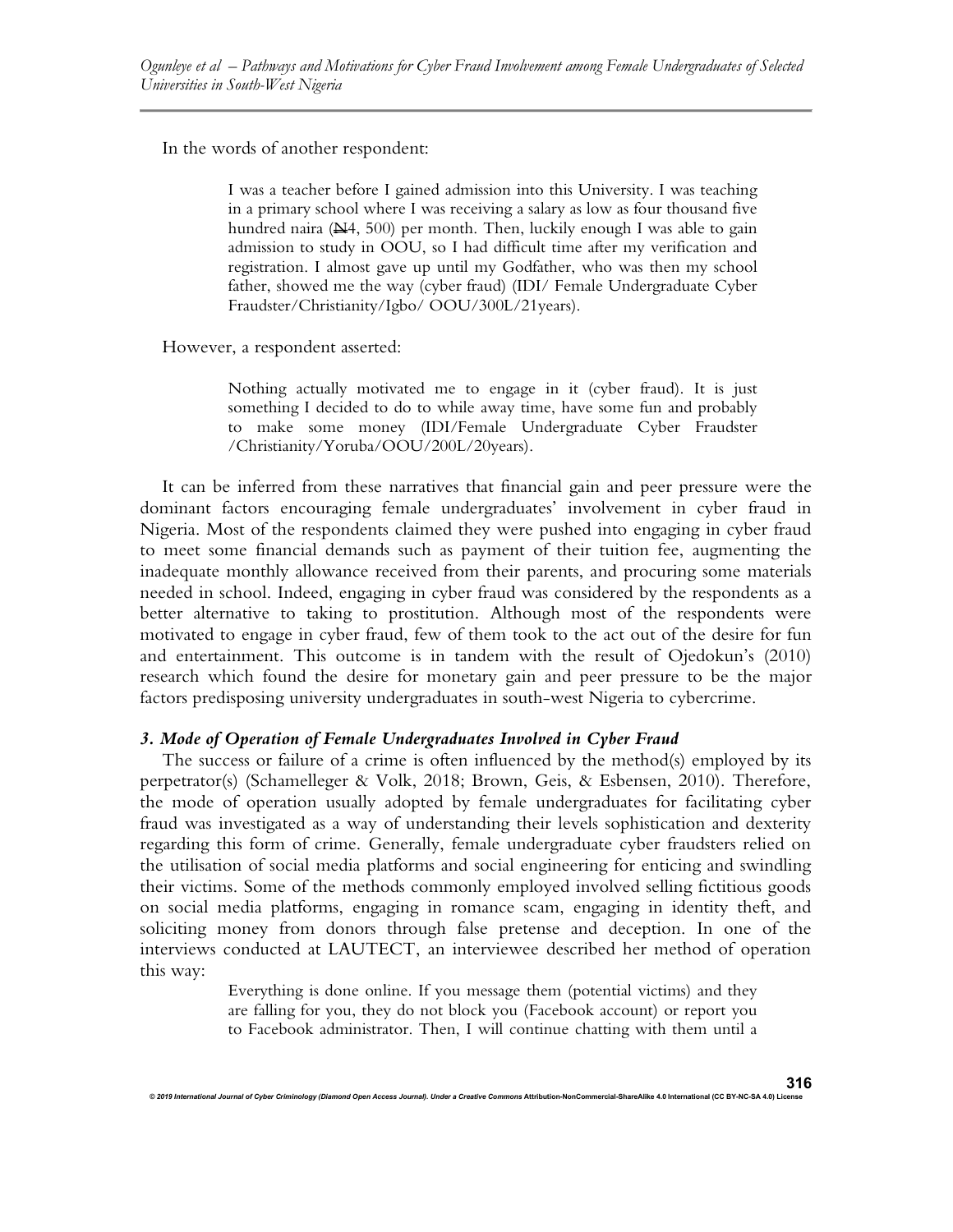In the words of another respondent:

> I was a teacher before I gained admission into this University. I was teaching in a primary school where I was receiving a salary as low as four thousand five hundred naira (₦4, 500) per month. Then, luckily enough I was able to gain admission to study in OOU, so I had difficult time after my verification and registration. I almost gave up until my Godfather, who was then my school father, showed me the way (cyber fraud) (IDI/ Female Undergraduate Cyber Fraudster/Christianity/Igbo/ OOU/300L/21years).

However, a respondent asserted:

> Nothing actually motivated me to engage in it (cyber fraud). It is just something I decided to do to while away time, have some fun and probably to make some money (IDI/Female Undergraduate Cyber Fraudster /Christianity/Yoruba/OOU/200L/20years).

It can be inferred from these narratives that financial gain and peer pressure were the dominant factors encouraging female undergraduates' involvement in cyber fraud in Nigeria. Most of the respondents claimed they were pushed into engaging in cyber fraud to meet some financial demands such as payment of their tuition fee, augmenting the inadequate monthly allowance received from their parents, and procuring some materials needed in school. Indeed, engaging in cyber fraud was considered by the respondents as a better alternative to taking to prostitution. Although most of the respondents were motivated to engage in cyber fraud, few of them took to the act out of the desire for fun and entertainment. This outcome is in tandem with the result of Ojedokun's (2010) research which found the desire for monetary gain and peer pressure to be the major factors predisposing university undergraduates in south-west Nigeria to cybercrime.

### *3. Mode of Operation of Female Undergraduates Involved in Cyber Fraud*

The success or failure of a crime is often influenced by the method(s) employed by its perpetrator(s) (Schamelleger & Volk, 2018; Brown, Geis, & Esbensen, 2010). Therefore, the mode of operation usually adopted by female undergraduates for facilitating cyber fraud was investigated as a way of understanding their levels sophistication and dexterity regarding this form of crime. Generally, female undergraduate cyber fraudsters relied on the utilisation of social media platforms and social engineering for enticing and swindling their victims. Some of the methods commonly employed involved selling fictitious goods on social media platforms, engaging in romance scam, engaging in identity theft, and soliciting money from donors through false pretense and deception. In one of the interviews conducted at LAUTECT, an interviewee described her method of operation this way:

> Everything is done online. If you message them (potential victims) and they are falling for you, they do not block you (Facebook account) or report you to Facebook administrator. Then, I will continue chatting with them until a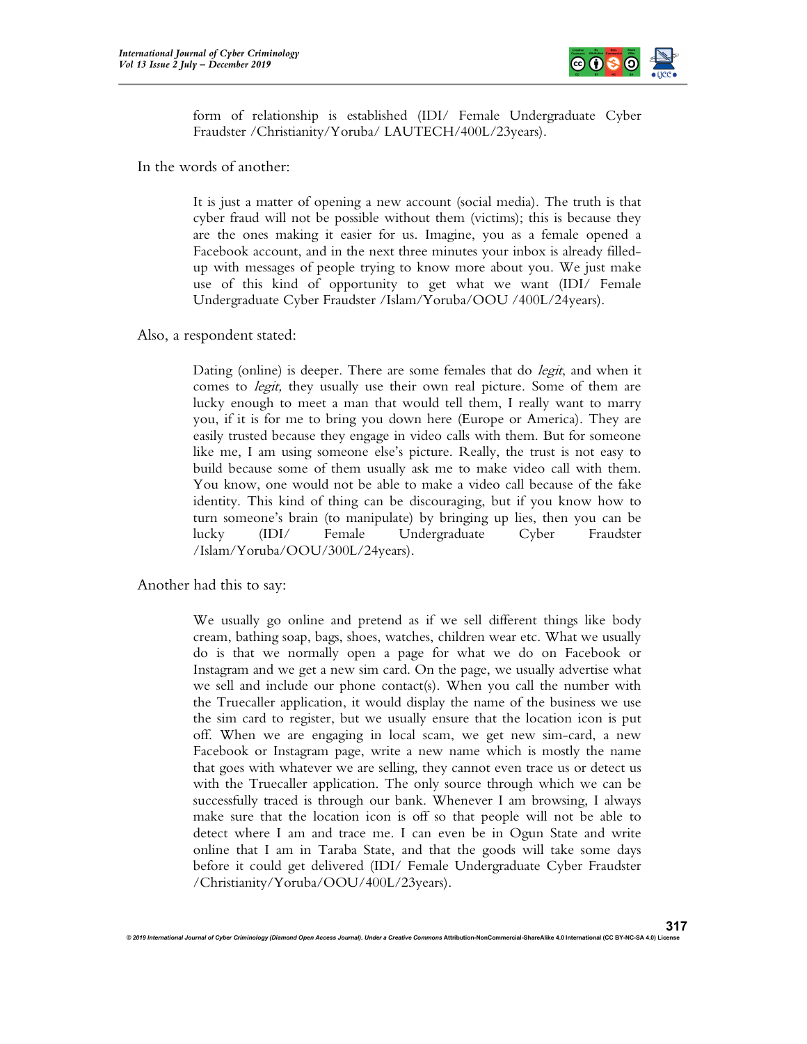> form of relationship is established (IDI/ Female Undergraduate Cyber Fraudster /Christianity/Yoruba/ LAUTECH/400L/23years).

In the words of another:

> It is just a matter of opening a new account (social media). The truth is that cyber fraud will not be possible without them (victims); this is because they are the ones making it easier for us. Imagine, you as a female opened a Facebook account, and in the next three minutes your inbox is already filled-up with messages of people trying to know more about you. We just make use of this kind of opportunity to get what we want (IDI/ Female Undergraduate Cyber Fraudster /Islam/Yoruba/OOU /400L/24years).

Also, a respondent stated:

> Dating (online) is deeper. There are some females that do *legit*, and when it comes to *legit,* they usually use their own real picture. Some of them are lucky enough to meet a man that would tell them, I really want to marry you, if it is for me to bring you down here (Europe or America). They are easily trusted because they engage in video calls with them. But for someone like me, I am using someone else's picture. Really, the trust is not easy to build because some of them usually ask me to make video call with them. You know, one would not be able to make a video call because of the fake identity. This kind of thing can be discouraging, but if you know how to turn someone's brain (to manipulate) by bringing up lies, then you can be lucky (IDI/ Female Undergraduate Cyber Fraudster /Islam/Yoruba/OOU/300L/24years).

Another had this to say:

> We usually go online and pretend as if we sell different things like body cream, bathing soap, bags, shoes, watches, children wear etc. What we usually do is that we normally open a page for what we do on Facebook or Instagram and we get a new sim card. On the page, we usually advertise what we sell and include our phone contact(s). When you call the number with the Truecaller application, it would display the name of the business we use the sim card to register, but we usually ensure that the location icon is put off. When we are engaging in local scam, we get new sim-card, a new Facebook or Instagram page, write a new name which is mostly the name that goes with whatever we are selling, they cannot even trace us or detect us with the Truecaller application. The only source through which we can be successfully traced is through our bank. Whenever I am browsing, I always make sure that the location icon is off so that people will not be able to detect where I am and trace me. I can even be in Ogun State and write online that I am in Taraba State, and that the goods will take some days before it could get delivered (IDI/ Female Undergraduate Cyber Fraudster /Christianity/Yoruba/OOU/400L/23years).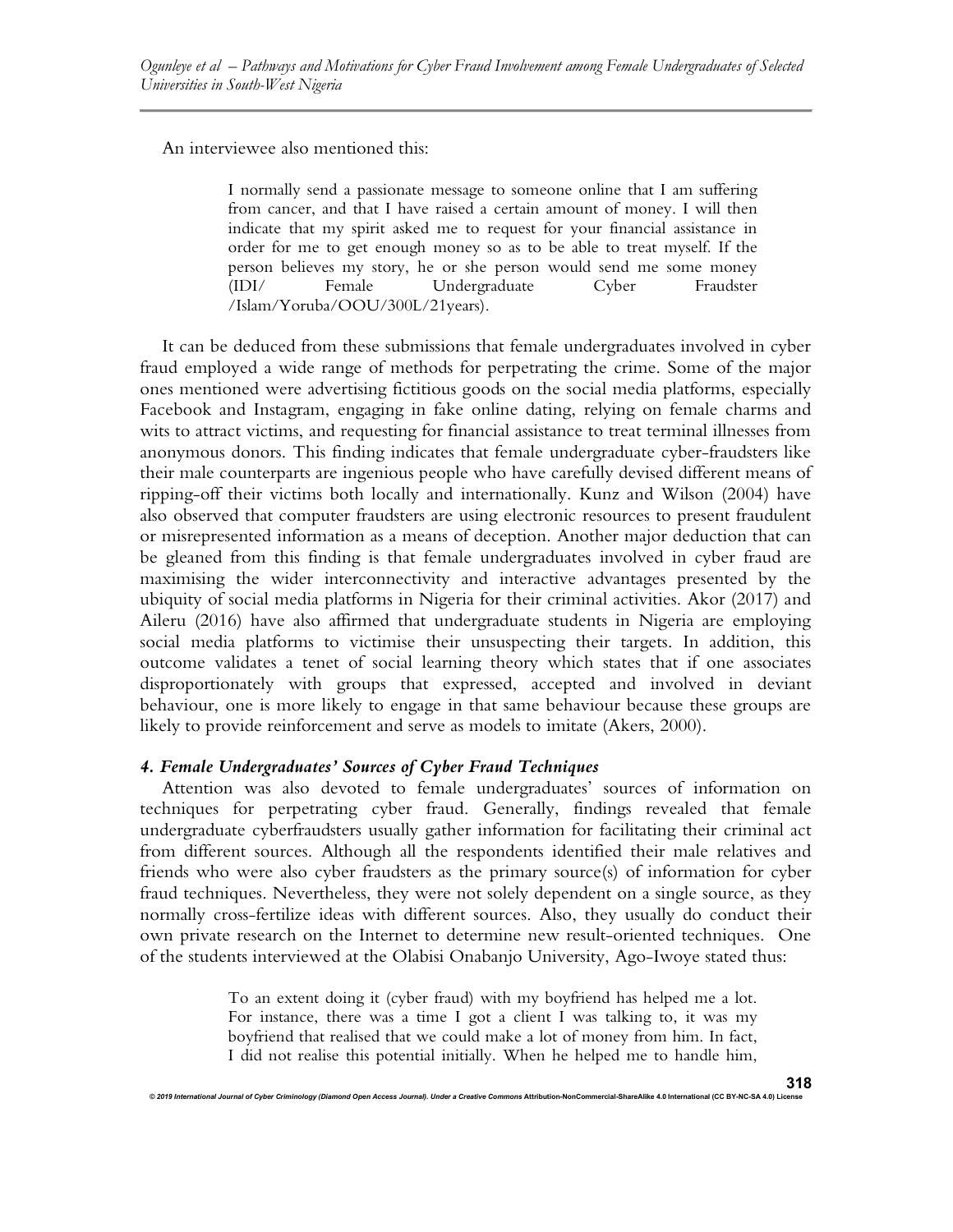An interviewee also mentioned this:

> I normally send a passionate message to someone online that I am suffering from cancer, and that I have raised a certain amount of money. I will then indicate that my spirit asked me to request for your financial assistance in order for me to get enough money so as to be able to treat myself. If the person believes my story, he or she person would send me some money (IDI/ Female Undergraduate Cyber Fraudster /Islam/Yoruba/OOU/300L/21years).

It can be deduced from these submissions that female undergraduates involved in cyber fraud employed a wide range of methods for perpetrating the crime. Some of the major ones mentioned were advertising fictitious goods on the social media platforms, especially Facebook and Instagram, engaging in fake online dating, relying on female charms and wits to attract victims, and requesting for financial assistance to treat terminal illnesses from anonymous donors. This finding indicates that female undergraduate cyber-fraudsters like their male counterparts are ingenious people who have carefully devised different means of ripping-off their victims both locally and internationally. Kunz and Wilson (2004) have also observed that computer fraudsters are using electronic resources to present fraudulent or misrepresented information as a means of deception. Another major deduction that can be gleaned from this finding is that female undergraduates involved in cyber fraud are maximising the wider interconnectivity and interactive advantages presented by the ubiquity of social media platforms in Nigeria for their criminal activities. Akor (2017) and Aileru (2016) have also affirmed that undergraduate students in Nigeria are employing social media platforms to victimise their unsuspecting their targets. In addition, this outcome validates a tenet of social learning theory which states that if one associates disproportionately with groups that expressed, accepted and involved in deviant behaviour, one is more likely to engage in that same behaviour because these groups are likely to provide reinforcement and serve as models to imitate (Akers, 2000).

### *4. Female Undergraduates' Sources of Cyber Fraud Techniques*

Attention was also devoted to female undergraduates' sources of information on techniques for perpetrating cyber fraud. Generally, findings revealed that female undergraduate cyberfraudsters usually gather information for facilitating their criminal act from different sources. Although all the respondents identified their male relatives and friends who were also cyber fraudsters as the primary source(s) of information for cyber fraud techniques. Nevertheless, they were not solely dependent on a single source, as they normally cross-fertilize ideas with different sources. Also, they usually do conduct their own private research on the Internet to determine new result-oriented techniques. One of the students interviewed at the Olabisi Onabanjo University, Ago-Iwoye stated thus:

> To an extent doing it (cyber fraud) with my boyfriend has helped me a lot. For instance, there was a time I got a client I was talking to, it was my boyfriend that realised that we could make a lot of money from him. In fact, I did not realise this potential initially. When he helped me to handle him,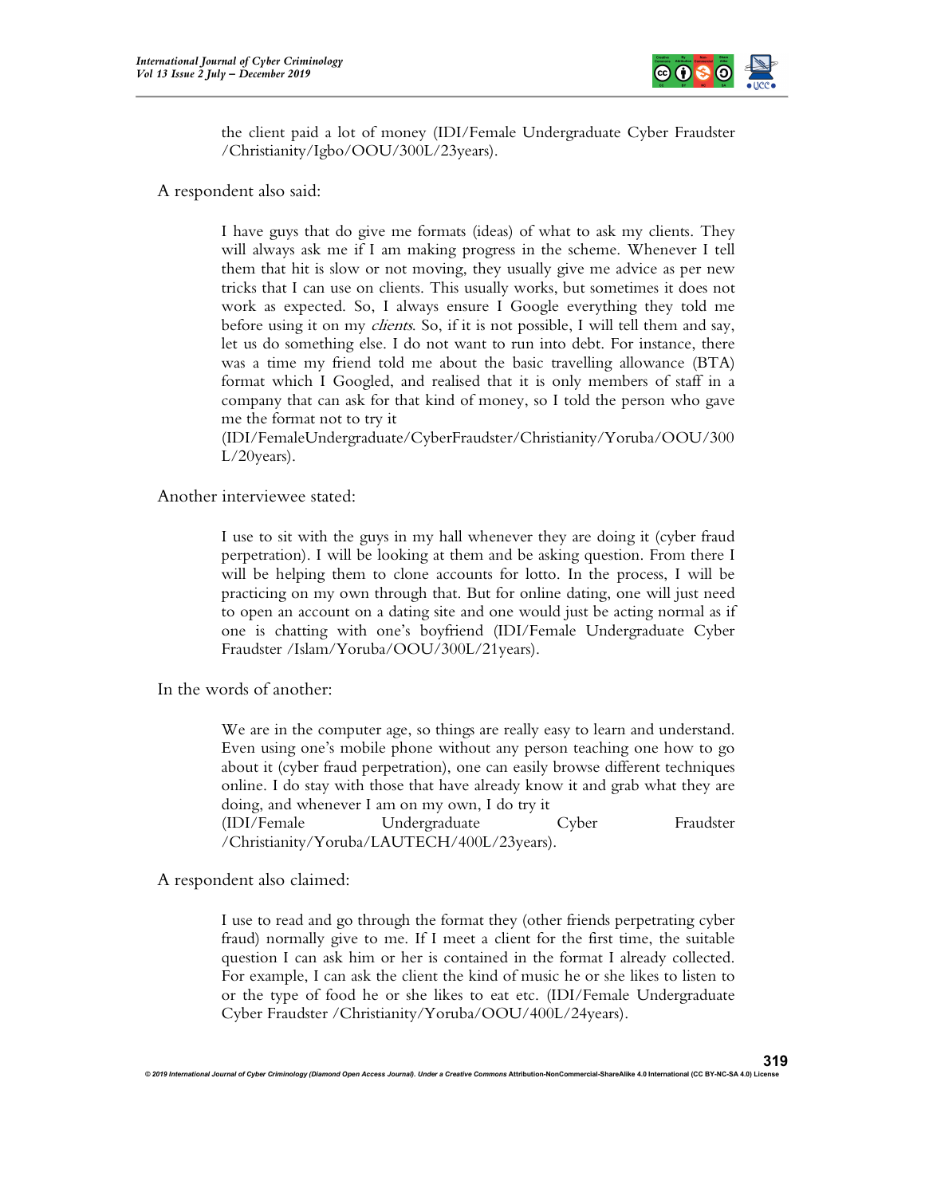> the client paid a lot of money (IDI/Female Undergraduate Cyber Fraudster /Christianity/Igbo/OOU/300L/23years).

A respondent also said:

> I have guys that do give me formats (ideas) of what to ask my clients. They will always ask me if I am making progress in the scheme. Whenever I tell them that hit is slow or not moving, they usually give me advice as per new tricks that I can use on clients. This usually works, but sometimes it does not work as expected. So, I always ensure I Google everything they told me before using it on my *clients*. So, if it is not possible, I will tell them and say, let us do something else. I do not want to run into debt. For instance, there was a time my friend told me about the basic travelling allowance (BTA) format which I Googled, and realised that it is only members of staff in a company that can ask for that kind of money, so I told the person who gave me the format not to try it (IDI/FemaleUndergraduate/CyberFraudster/Christianity/Yoruba/OOU/300L/20years).

Another interviewee stated:

> I use to sit with the guys in my hall whenever they are doing it (cyber fraud perpetration). I will be looking at them and be asking question. From there I will be helping them to clone accounts for lotto. In the process, I will be practicing on my own through that. But for online dating, one will just need to open an account on a dating site and one would just be acting normal as if one is chatting with one's boyfriend (IDI/Female Undergraduate Cyber Fraudster /Islam/Yoruba/OOU/300L/21years).

In the words of another:

> We are in the computer age, so things are really easy to learn and understand. Even using one's mobile phone without any person teaching one how to go about it (cyber fraud perpetration), one can easily browse different techniques online. I do stay with those that have already know it and grab what they are doing, and whenever I am on my own, I do try it (IDI/Female Undergraduate Cyber Fraudster /Christianity/Yoruba/LAUTECH/400L/23years).

A respondent also claimed:

> I use to read and go through the format they (other friends perpetrating cyber fraud) normally give to me. If I meet a client for the first time, the suitable question I can ask him or her is contained in the format I already collected. For example, I can ask the client the kind of music he or she likes to listen to or the type of food he or she likes to eat etc. (IDI/Female Undergraduate Cyber Fraudster /Christianity/Yoruba/OOU/400L/24years).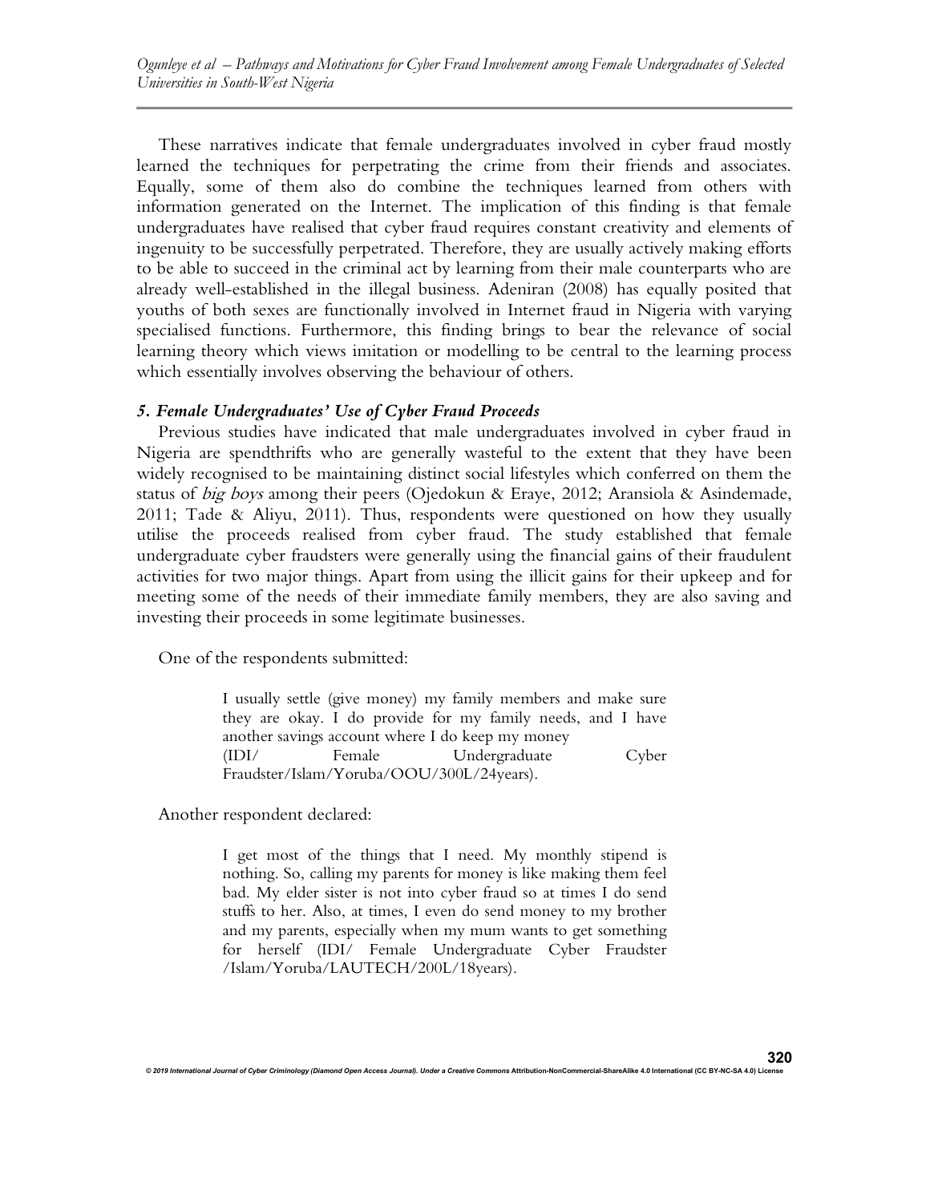These narratives indicate that female undergraduates involved in cyber fraud mostly learned the techniques for perpetrating the crime from their friends and associates. Equally, some of them also do combine the techniques learned from others with information generated on the Internet. The implication of this finding is that female undergraduates have realised that cyber fraud requires constant creativity and elements of ingenuity to be successfully perpetrated. Therefore, they are usually actively making efforts to be able to succeed in the criminal act by learning from their male counterparts who are already well-established in the illegal business. Adeniran (2008) has equally posited that youths of both sexes are functionally involved in Internet fraud in Nigeria with varying specialised functions. Furthermore, this finding brings to bear the relevance of social learning theory which views imitation or modelling to be central to the learning process which essentially involves observing the behaviour of others.

### *5. Female Undergraduates' Use of Cyber Fraud Proceeds*

Previous studies have indicated that male undergraduates involved in cyber fraud in Nigeria are spendthrifts who are generally wasteful to the extent that they have been widely recognised to be maintaining distinct social lifestyles which conferred on them the status of *big boys* among their peers (Ojedokun & Eraye, 2012; Aransiola & Asindemade, 2011; Tade & Aliyu, 2011). Thus, respondents were questioned on how they usually utilise the proceeds realised from cyber fraud. The study established that female undergraduate cyber fraudsters were generally using the financial gains of their fraudulent activities for two major things. Apart from using the illicit gains for their upkeep and for meeting some of the needs of their immediate family members, they are also saving and investing their proceeds in some legitimate businesses.

One of the respondents submitted:

> I usually settle (give money) my family members and make sure they are okay. I do provide for my family needs, and I have another savings account where I do keep my money (IDI/ Female Undergraduate Cyber Fraudster/Islam/Yoruba/OOU/300L/24years).

Another respondent declared:

> I get most of the things that I need. My monthly stipend is nothing. So, calling my parents for money is like making them feel bad. My elder sister is not into cyber fraud so at times I do send stuffs to her. Also, at times, I even do send money to my brother and my parents, especially when my mum wants to get something for herself (IDI/ Female Undergraduate Cyber Fraudster /Islam/Yoruba/LAUTECH/200L/18years).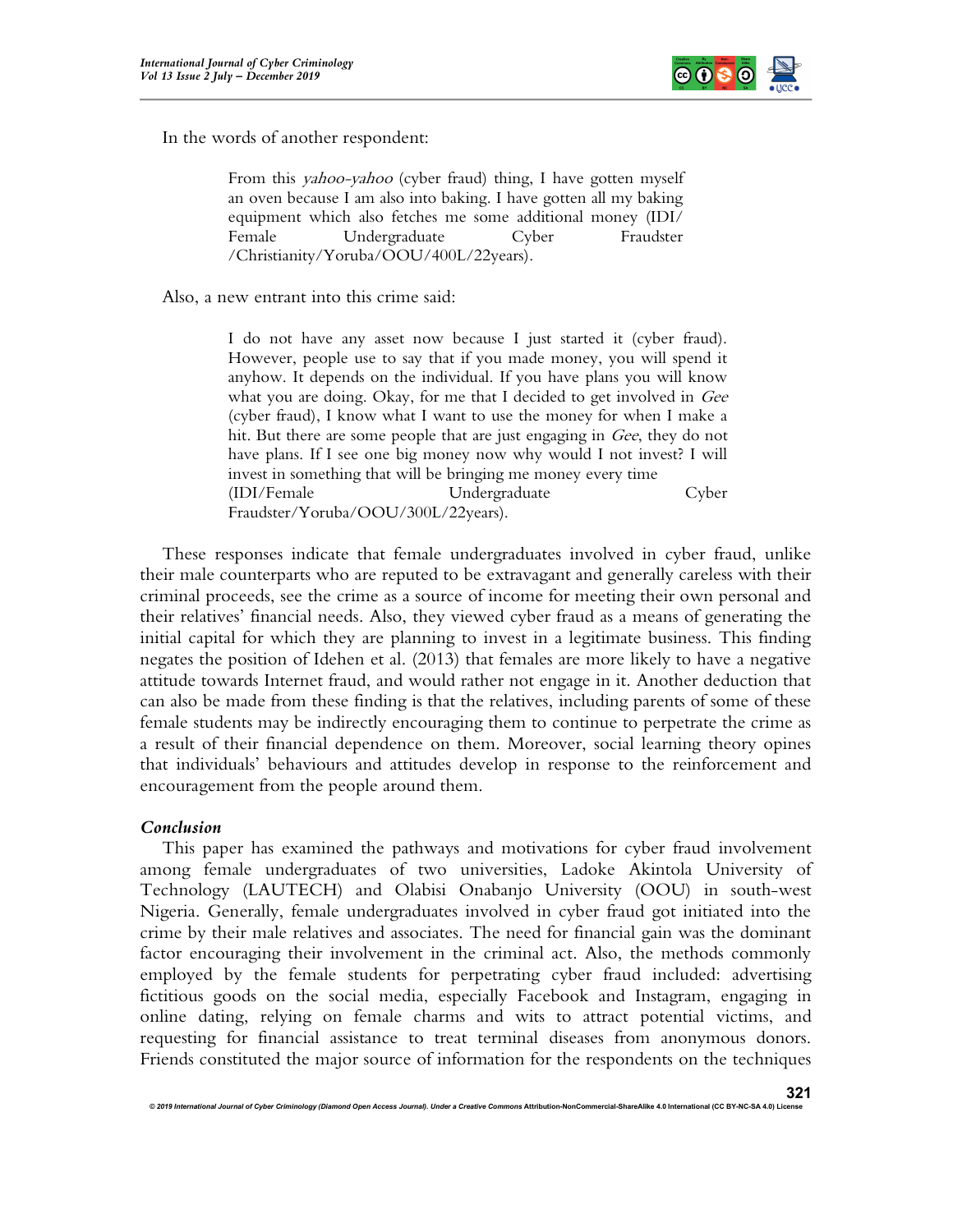In the words of another respondent:

> From this *yahoo-yahoo* (cyber fraud) thing, I have gotten myself an oven because I am also into baking. I have gotten all my baking equipment which also fetches me some additional money (IDI/ Female Undergraduate Cyber Fraudster /Christianity/Yoruba/OOU/400L/22years).

Also, a new entrant into this crime said:

> I do not have any asset now because I just started it (cyber fraud). However, people use to say that if you made money, you will spend it anyhow. It depends on the individual. If you have plans you will know what you are doing. Okay, for me that I decided to get involved in *Gee* (cyber fraud), I know what I want to use the money for when I make a hit. But there are some people that are just engaging in *Gee*, they do not have plans. If I see one big money now why would I not invest? I will invest in something that will be bringing me money every time (IDI/Female Undergraduate Cyber Fraudster/Yoruba/OOU/300L/22years).

These responses indicate that female undergraduates involved in cyber fraud, unlike their male counterparts who are reputed to be extravagant and generally careless with their criminal proceeds, see the crime as a source of income for meeting their own personal and their relatives' financial needs. Also, they viewed cyber fraud as a means of generating the initial capital for which they are planning to invest in a legitimate business. This finding negates the position of Idehen et al. (2013) that females are more likely to have a negative attitude towards Internet fraud, and would rather not engage in it. Another deduction that can also be made from these finding is that the relatives, including parents of some of these female students may be indirectly encouraging them to continue to perpetrate the crime as a result of their financial dependence on them. Moreover, social learning theory opines that individuals' behaviours and attitudes develop in response to the reinforcement and encouragement from the people around them.

### *Conclusion*

This paper has examined the pathways and motivations for cyber fraud involvement among female undergraduates of two universities, Ladoke Akintola University of Technology (LAUTECH) and Olabisi Onabanjo University (OOU) in south-west Nigeria. Generally, female undergraduates involved in cyber fraud got initiated into the crime by their male relatives and associates. The need for financial gain was the dominant factor encouraging their involvement in the criminal act. Also, the methods commonly employed by the female students for perpetrating cyber fraud included: advertising fictitious goods on the social media, especially Facebook and Instagram, engaging in online dating, relying on female charms and wits to attract potential victims, and requesting for financial assistance to treat terminal diseases from anonymous donors. Friends constituted the major source of information for the respondents on the techniques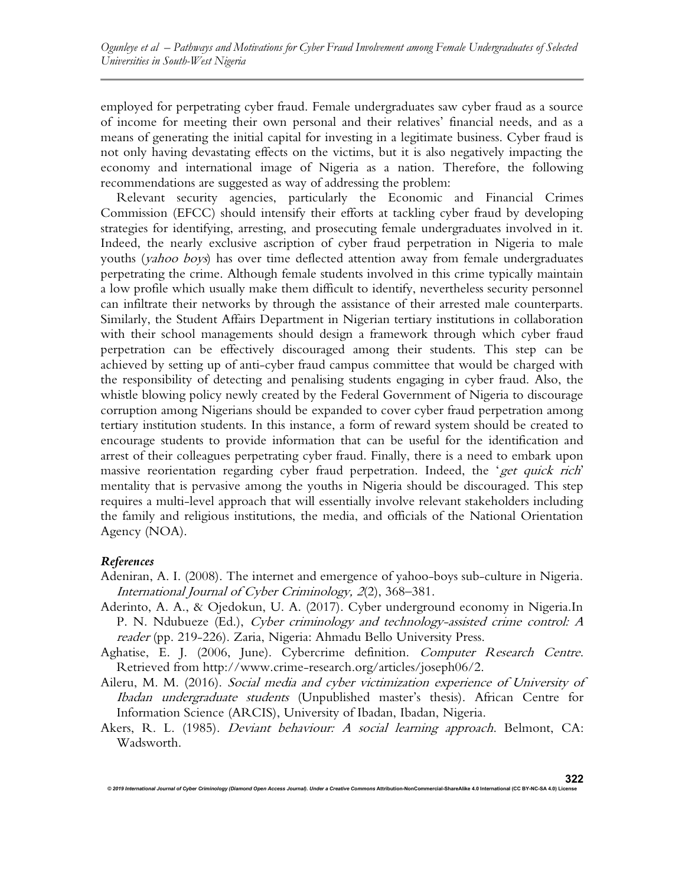employed for perpetrating cyber fraud. Female undergraduates saw cyber fraud as a source of income for meeting their own personal and their relatives' financial needs, and as a means of generating the initial capital for investing in a legitimate business. Cyber fraud is not only having devastating effects on the victims, but it is also negatively impacting the economy and international image of Nigeria as a nation. Therefore, the following recommendations are suggested as way of addressing the problem:

Relevant security agencies, particularly the Economic and Financial Crimes Commission (EFCC) should intensify their efforts at tackling cyber fraud by developing strategies for identifying, arresting, and prosecuting female undergraduates involved in it. Indeed, the nearly exclusive ascription of cyber fraud perpetration in Nigeria to male youths (*yahoo boys*) has over time deflected attention away from female undergraduates perpetrating the crime. Although female students involved in this crime typically maintain a low profile which usually make them difficult to identify, nevertheless security personnel can infiltrate their networks by through the assistance of their arrested male counterparts. Similarly, the Student Affairs Department in Nigerian tertiary institutions in collaboration with their school managements should design a framework through which cyber fraud perpetration can be effectively discouraged among their students. This step can be achieved by setting up of anti-cyber fraud campus committee that would be charged with the responsibility of detecting and penalising students engaging in cyber fraud. Also, the whistle blowing policy newly created by the Federal Government of Nigeria to discourage corruption among Nigerians should be expanded to cover cyber fraud perpetration among tertiary institution students. In this instance, a form of reward system should be created to encourage students to provide information that can be useful for the identification and arrest of their colleagues perpetrating cyber fraud. Finally, there is a need to embark upon massive reorientation regarding cyber fraud perpetration. Indeed, the '*get quick rich*' mentality that is pervasive among the youths in Nigeria should be discouraged. This step requires a multi-level approach that will essentially involve relevant stakeholders including the family and religious institutions, the media, and officials of the National Orientation Agency (NOA).

### *References*

Adeniran, A. I. (2008). The internet and emergence of yahoo-boys sub-culture in Nigeria. *International Journal of Cyber Criminology, 2*(2), 368–381.

Aderinto, A. A., & Ojedokun, U. A. (2017). Cyber underground economy in Nigeria.In P. N. Ndubueze (Ed.), *Cyber criminology and technology-assisted crime control: A reader* (pp. 219-226). Zaria, Nigeria: Ahmadu Bello University Press.

Aghatise, E. J. (2006, June). Cybercrime definition. *Computer Research Centre*. Retrieved from http://www.crime-research.org/articles/joseph06/2.

Aileru, M. M. (2016). *Social media and cyber victimization experience of University of Ibadan undergraduate students* (Unpublished master's thesis). African Centre for Information Science (ARCIS), University of Ibadan, Ibadan, Nigeria.

Akers, R. L. (1985). *Deviant behaviour: A social learning approach*. Belmont, CA: Wadsworth.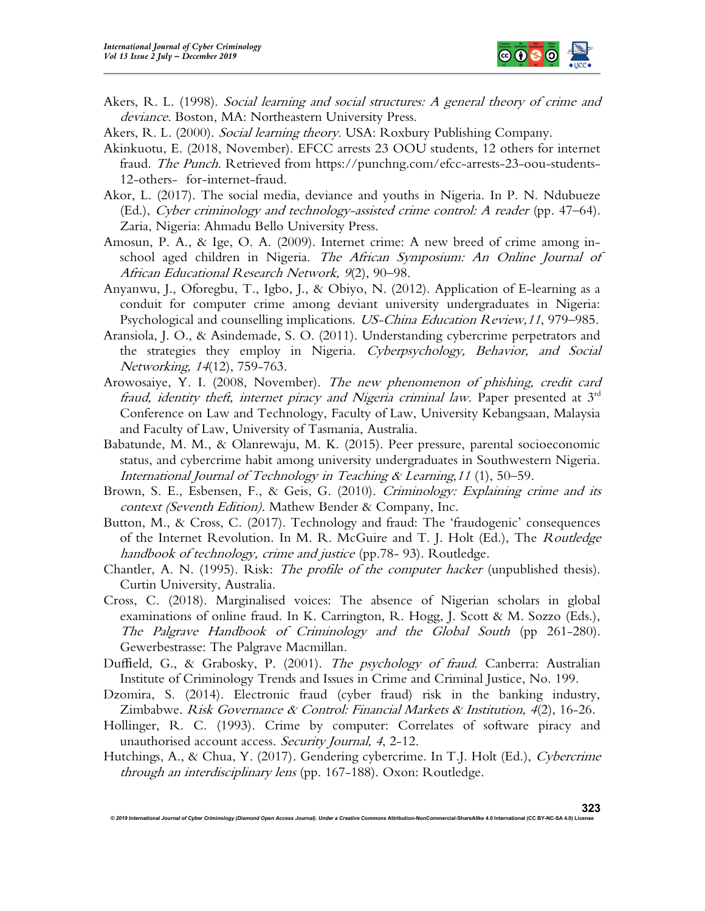Akers, R. L. (1998). *Social learning and social structures: A general theory of crime and deviance*. Boston, MA: Northeastern University Press.

Akers, R. L. (2000). *Social learning theory*. USA: Roxbury Publishing Company.

Akinkuotu, E. (2018, November). EFCC arrests 23 OOU students, 12 others for internet fraud. *The Punch*. Retrieved from https://punchng.com/efcc-arrests-23-oou-students-12-others- for-internet-fraud.

Akor, L. (2017). The social media, deviance and youths in Nigeria. In P. N. Ndubueze (Ed.), *Cyber criminology and technology-assisted crime control: A reader* (pp. 47–64). Zaria, Nigeria: Ahmadu Bello University Press.

Amosun, P. A., & Ige, O. A. (2009). Internet crime: A new breed of crime among in-school aged children in Nigeria. *The African Symposium: An Online Journal of African Educational Research Network, 9*(2), 90–98.

Anyanwu, J., Oforegbu, T., Igbo, J., & Obiyo, N. (2012). Application of E-learning as a conduit for computer crime among deviant university undergraduates in Nigeria: Psychological and counselling implications. *US-China Education Review,11*, 979–985.

Aransiola, J. O., & Asindemade, S. O. (2011). Understanding cybercrime perpetrators and the strategies they employ in Nigeria. *Cyberpsychology, Behavior, and Social Networking, 14*(12), 759-763.

Arowosaiye, Y. I. (2008, November). *The new phenomenon of phishing, credit card fraud, identity theft, internet piracy and Nigeria criminal law*. Paper presented at 3rd Conference on Law and Technology, Faculty of Law, University Kebangsaan, Malaysia and Faculty of Law, University of Tasmania, Australia.

Babatunde, M. M., & Olanrewaju, M. K. (2015). Peer pressure, parental socioeconomic status, and cybercrime habit among university undergraduates in Southwestern Nigeria. *International Journal of Technology in Teaching & Learning,11* (1), 50–59.

Brown, S. E., Esbensen, F., & Geis, G. (2010). *Criminology: Explaining crime and its context (Seventh Edition)*. Mathew Bender & Company, Inc.

Button, M., & Cross, C. (2017). Technology and fraud: The 'fraudogenic' consequences of the Internet Revolution. In M. R. McGuire and T. J. Holt (Ed.), The *Routledge handbook of technology, crime and justice* (pp.78- 93). Routledge.

Chantler, A. N. (1995). Risk: *The profile of the computer hacker* (unpublished thesis). Curtin University, Australia.

Cross, C. (2018). Marginalised voices: The absence of Nigerian scholars in global examinations of online fraud. In K. Carrington, R. Hogg, J. Scott & M. Sozzo (Eds.), *The Palgrave Handbook of Criminology and the Global South* (pp 261-280). Gewerbestrasse: The Palgrave Macmillan.

Duffield, G., & Grabosky, P. (2001). *The psychology of fraud*. Canberra: Australian Institute of Criminology Trends and Issues in Crime and Criminal Justice, No. 199.

Dzomira, S. (2014). Electronic fraud (cyber fraud) risk in the banking industry, Zimbabwe. *Risk Governance & Control: Financial Markets & Institution, 4*(2), 16-26.

Hollinger, R. C. (1993). Crime by computer: Correlates of software piracy and unauthorised account access. *Security Journal, 4*, 2-12.

Hutchings, A., & Chua, Y. (2017). Gendering cybercrime. In T.J. Holt (Ed.), *Cybercrime through an interdisciplinary lens* (pp. 167-188). Oxon: Routledge.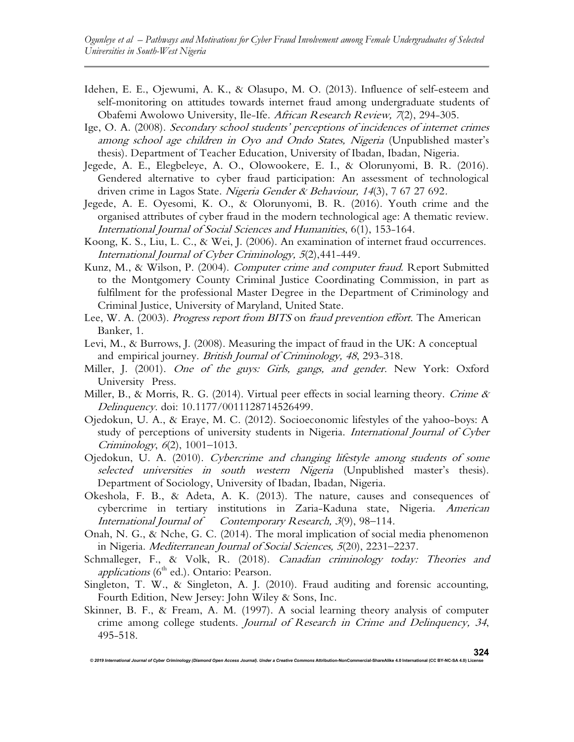Idehen, E. E., Ojewumi, A. K., & Olasupo, M. O. (2013). Influence of self-esteem and self-monitoring on attitudes towards internet fraud among undergraduate students of Obafemi Awolowo University, Ile-Ife. *African Research Review, 7*(2), 294-305.

Ige, O. A. (2008). *Secondary school students' perceptions of incidences of internet crimes among school age children in Oyo and Ondo States, Nigeria* (Unpublished master's thesis). Department of Teacher Education, University of Ibadan, Ibadan, Nigeria.

Jegede, A. E., Elegbeleye, A. O., Olowookere, E. I., & Olorunyomi, B. R. (2016). Gendered alternative to cyber fraud participation: An assessment of technological driven crime in Lagos State. *Nigeria Gender & Behaviour, 14*(3), 7 67 27 692.

Jegede, A. E. Oyesomi, K. O., & Olorunyomi, B. R. (2016). Youth crime and the organised attributes of cyber fraud in the modern technological age: A thematic review. *International Journal of Social Sciences and Humanities*, 6(1), 153-164.

Koong, K. S., Liu, L. C., & Wei, J. (2006). An examination of internet fraud occurrences. *International Journal of Cyber Criminology, 5*(2),441-449.

Kunz, M., & Wilson, P. (2004). *Computer crime and computer fraud.* Report Submitted to the Montgomery County Criminal Justice Coordinating Commission, in part as fulfilment for the professional Master Degree in the Department of Criminology and Criminal Justice, University of Maryland, United State.

Lee, W. A. (2003). *Progress report from BITS* on *fraud prevention effort.* The American Banker, 1.

Levi, M., & Burrows, J. (2008). Measuring the impact of fraud in the UK: A conceptual and empirical journey. *British Journal of Criminology, 48*, 293-318.

Miller, J. (2001). *One of the guys: Girls, gangs, and gender.* New York: Oxford University Press.

Miller, B., & Morris, R. G. (2014). Virtual peer effects in social learning theory. *Crime & Delinquency.* doi: 10.1177/0011128714526499.

Ojedokun, U. A., & Eraye, M. C. (2012). Socioeconomic lifestyles of the yahoo-boys: A study of perceptions of university students in Nigeria. *International Journal of Cyber Criminology*, *6*(2), 1001–1013.

Ojedokun, U. A. (2010). *Cybercrime and changing lifestyle among students of some selected universities in south western Nigeria* (Unpublished master's thesis). Department of Sociology, University of Ibadan, Ibadan, Nigeria.

Okeshola, F. B., & Adeta, A. K. (2013). The nature, causes and consequences of cybercrime in tertiary institutions in Zaria-Kaduna state, Nigeria. *American International Journal of Contemporary Research, 3*(9), 98–114.

Onah, N. G., & Nche, G. C. (2014). The moral implication of social media phenomenon in Nigeria. *Mediterranean Journal of Social Sciences, 5*(20), 2231–2237.

Schmalleger, F., & Volk, R. (2018). *Canadian criminology today: Theories and applications* (6th ed.). Ontario: Pearson.

Singleton, T. W., & Singleton, A. J. (2010). Fraud auditing and forensic accounting, Fourth Edition, New Jersey: John Wiley & Sons, Inc.

Skinner, B. F., & Fream, A. M. (1997). A social learning theory analysis of computer crime among college students. *Journal of Research in Crime and Delinquency, 34*, 495-518.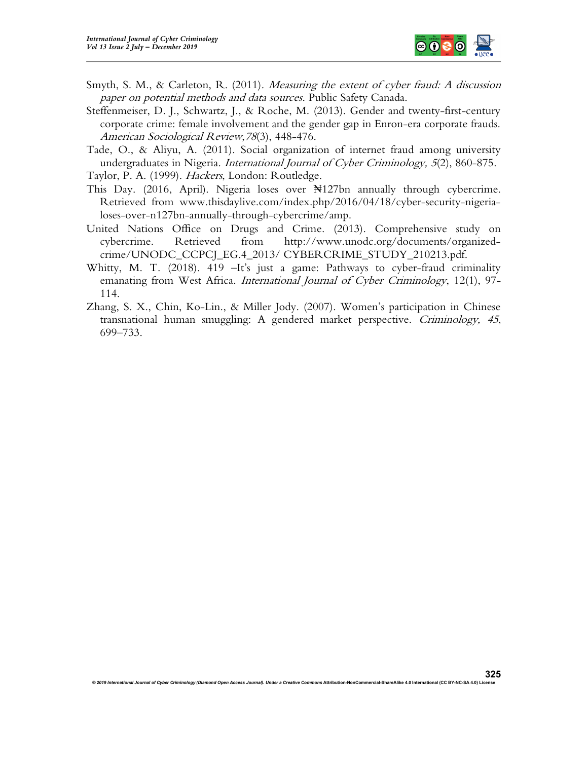Smyth, S. M., & Carleton, R. (2011). *Measuring the extent of cyber fraud: A discussion paper on potential methods and data sources*. Public Safety Canada.

Steffenmeiser, D. J., Schwartz, J., & Roche, M. (2013). Gender and twenty-first-century corporate crime: female involvement and the gender gap in Enron-era corporate frauds. *American Sociological Review, 78*(3), 448-476.

Tade, O., & Aliyu, A. (2011). Social organization of internet fraud among university undergraduates in Nigeria. *International Journal of Cyber Criminology, 5*(2), 860-875.

Taylor, P. A. (1999). *Hackers*, London: Routledge.

This Day. (2016, April). Nigeria loses over ₦127bn annually through cybercrime. Retrieved from www.thisdaylive.com/index.php/2016/04/18/cyber-security-nigeria-loses-over-n127bn-annually-through-cybercrime/amp.

United Nations Office on Drugs and Crime. (2013). Comprehensive study on cybercrime. Retrieved from http://www.unodc.org/documents/organized-crime/UNODC_CCPCJ_EG.4_2013/ CYBERCRIME_STUDY_210213.pdf.

Whitty, M. T. (2018). 419 –It's just a game: Pathways to cyber-fraud criminality emanating from West Africa. *International Journal of Cyber Criminology*, 12(1), 97-114.

Zhang, S. X., Chin, Ko-Lin., & Miller Jody. (2007). Women's participation in Chinese transnational human smuggling: A gendered market perspective. *Criminology, 45*, 699–733.